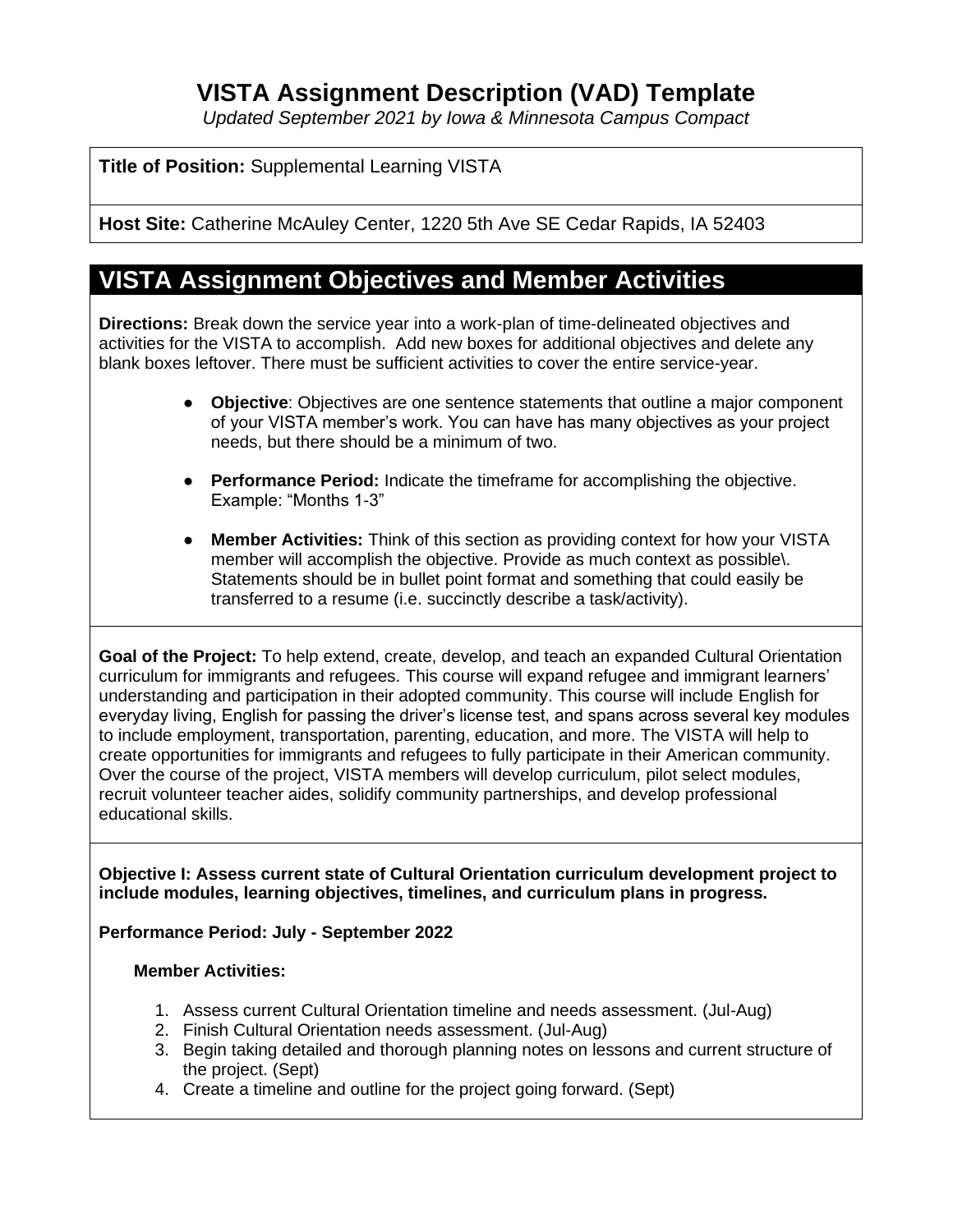# VISTA Assignment Description (VAD) Template

*Updated September 2021 by Iowa & Minnesota Campus Compact*

**Title of Position:** Supplemental Learning VISTA

**Host Site:** Catherine McAuley Center, 1220 5th Ave SE Cedar Rapids, IA 52403

## VISTA Assignment Objectives and Member Activities

**Directions:** Break down the service year into a work-plan of time-delineated objectives and activities for the VISTA to accomplish. Add new boxes for additional objectives and delete any blank boxes leftover. There must be sufficient activities to cover the entire service-year.

- **Objective**: Objectives are one sentence statements that outline a major component of your VISTA member's work. You can have has many objectives as your project needs, but there should be a minimum of two.
- **Performance Period:** Indicate the timeframe for accomplishing the objective. Example: "Months 1-3"
- **Member Activities:** Think of this section as providing context for how your VISTA member will accomplish the objective. Provide as much context as possible\. Statements should be in bullet point format and something that could easily be transferred to a resume (i.e. succinctly describe a task/activity).

**Goal of the Project:** To help extend, create, develop, and teach an expanded Cultural Orientation curriculum for immigrants and refugees. This course will expand refugee and immigrant learners' understanding and participation in their adopted community. This course will include English for everyday living, English for passing the driver's license test, and spans across several key modules to include employment, transportation, parenting, education, and more. The VISTA will help to create opportunities for immigrants and refugees to fully participate in their American community. Over the course of the project, VISTA members will develop curriculum, pilot select modules, recruit volunteer teacher aides, solidify community partnerships, and develop professional educational skills.

**Objective I: Assess current state of Cultural Orientation curriculum development project to include modules, learning objectives, timelines, and curriculum plans in progress.**

**Performance Period: July - September 2022**

**Member Activities:**

1. Assess current Cultural Orientation timeline and needs assessment. (Jul-Aug)
2. Finish Cultural Orientation needs assessment. (Jul-Aug)
3. Begin taking detailed and thorough planning notes on lessons and current structure of the project. (Sept)
4. Create a timeline and outline for the project going forward. (Sept)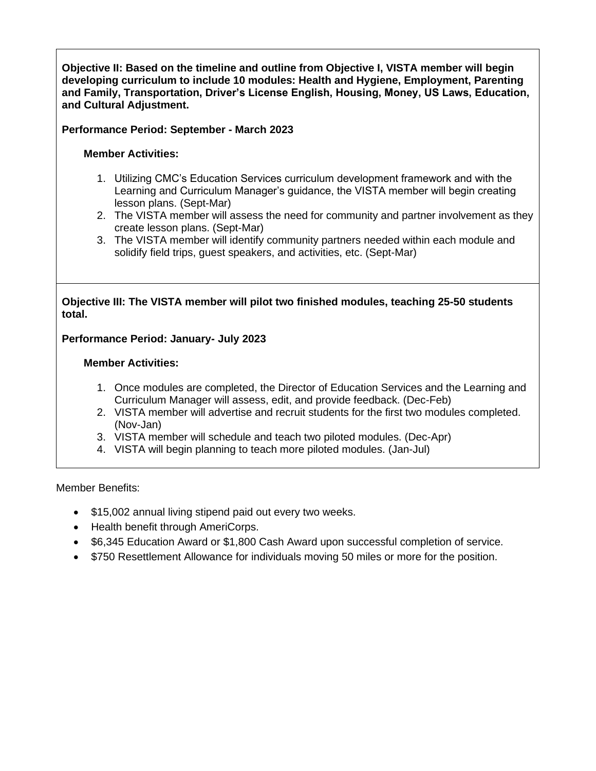**Objective II: Based on the timeline and outline from Objective I, VISTA member will begin developing curriculum to include 10 modules: Health and Hygiene, Employment, Parenting and Family, Transportation, Driver's License English, Housing, Money, US Laws, Education, and Cultural Adjustment.**

**Performance Period: September - March 2023**

**Member Activities:**

1. Utilizing CMC's Education Services curriculum development framework and with the Learning and Curriculum Manager's guidance, the VISTA member will begin creating lesson plans. (Sept-Mar)
2. The VISTA member will assess the need for community and partner involvement as they create lesson plans. (Sept-Mar)
3. The VISTA member will identify community partners needed within each module and solidify field trips, guest speakers, and activities, etc. (Sept-Mar)

**Objective III: The VISTA member will pilot two finished modules, teaching 25-50 students total.**

**Performance Period: January- July 2023**

**Member Activities:**

1. Once modules are completed, the Director of Education Services and the Learning and Curriculum Manager will assess, edit, and provide feedback. (Dec-Feb)
2. VISTA member will advertise and recruit students for the first two modules completed. (Nov-Jan)
3. VISTA member will schedule and teach two piloted modules. (Dec-Apr)
4. VISTA will begin planning to teach more piloted modules. (Jan-Jul)

Member Benefits:

- $15,002 annual living stipend paid out every two weeks.
- Health benefit through AmeriCorps.
- $6,345 Education Award or $1,800 Cash Award upon successful completion of service.
- $750 Resettlement Allowance for individuals moving 50 miles or more for the position.